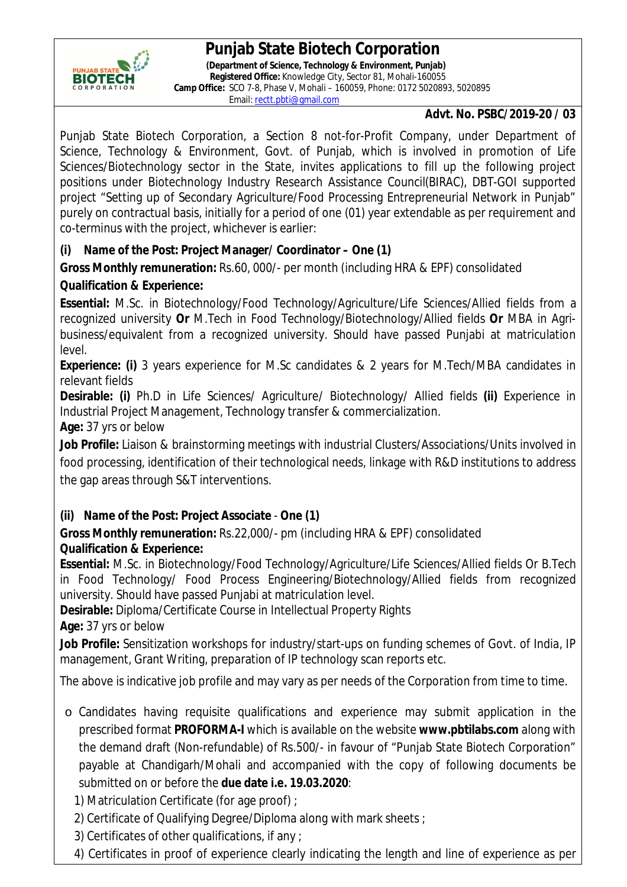# Punjab State Biotech Corporation

**(Department of Science, Technology & Environment, Punjab)**
**Registered Office:** Knowledge City, Sector 81, Mohali-160055
**Camp Office:** SCO 7-8, Phase V, Mohali – 160059, Phone: 0172 5020893, 5020895
Email: rectt.pbti@gmail.com

**Advt. No. PSBC/2019-20 / 03**

Punjab State Biotech Corporation, a Section 8 not-for-Profit Company, under Department of Science, Technology & Environment, Govt. of Punjab, which is involved in promotion of Life Sciences/Biotechnology sector in the State, invites applications to fill up the following project positions under Biotechnology Industry Research Assistance Council(BIRAC), DBT-GOI supported project "Setting up of Secondary Agriculture/Food Processing Entrepreneurial Network in Punjab" purely on contractual basis, initially for a period of one (01) year extendable as per requirement and co-terminus with the project, whichever is earlier:

**(i) Name of the Post: Project Manager/ Coordinator – One (1)**

**Gross Monthly remuneration:** Rs.60, 000/- per month (including HRA & EPF) consolidated

**Qualification & Experience:**

**Essential:** M.Sc. in Biotechnology/Food Technology/Agriculture/Life Sciences/Allied fields from a recognized university **Or** M.Tech in Food Technology/Biotechnology/Allied fields **Or** MBA in Agri-business/equivalent from a recognized university. Should have passed Punjabi at matriculation level.

**Experience: (i)** 3 years experience for M.Sc candidates & 2 years for M.Tech/MBA candidates in relevant fields

**Desirable: (i)** Ph.D in Life Sciences/ Agriculture/ Biotechnology/ Allied fields **(ii)** Experience in Industrial Project Management, Technology transfer & commercialization.

**Age:** 37 yrs or below

**Job Profile:** Liaison & brainstorming meetings with industrial Clusters/Associations/Units involved in food processing, identification of their technological needs, linkage with R&D institutions to address the gap areas through S&T interventions.

**(ii) Name of the Post: Project Associate - One (1)**

**Gross Monthly remuneration:** Rs.22,000/- pm (including HRA & EPF) consolidated

**Qualification & Experience:**

**Essential:** M.Sc. in Biotechnology/Food Technology/Agriculture/Life Sciences/Allied fields Or B.Tech in Food Technology/ Food Process Engineering/Biotechnology/Allied fields from recognized university. Should have passed Punjabi at matriculation level.

**Desirable:** Diploma/Certificate Course in Intellectual Property Rights

**Age:** 37 yrs or below

**Job Profile:** Sensitization workshops for industry/start-ups on funding schemes of Govt. of India, IP management, Grant Writing, preparation of IP technology scan reports etc.

The above is indicative job profile and may vary as per needs of the Corporation from time to time.

- Candidates having requisite qualifications and experience may submit application in the prescribed format **PROFORMA-I** which is available on the website **www.pbtilabs.com** along with the demand draft (Non-refundable) of Rs.500/- in favour of "Punjab State Biotech Corporation" payable at Chandigarh/Mohali and accompanied with the copy of following documents be submitted on or before the **due date i.e. 19.03.2020**:
  1) Matriculation Certificate (for age proof) ;
  2) Certificate of Qualifying Degree/Diploma along with mark sheets ;
  3) Certificates of other qualifications, if any ;
  4) Certificates in proof of experience clearly indicating the length and line of experience as per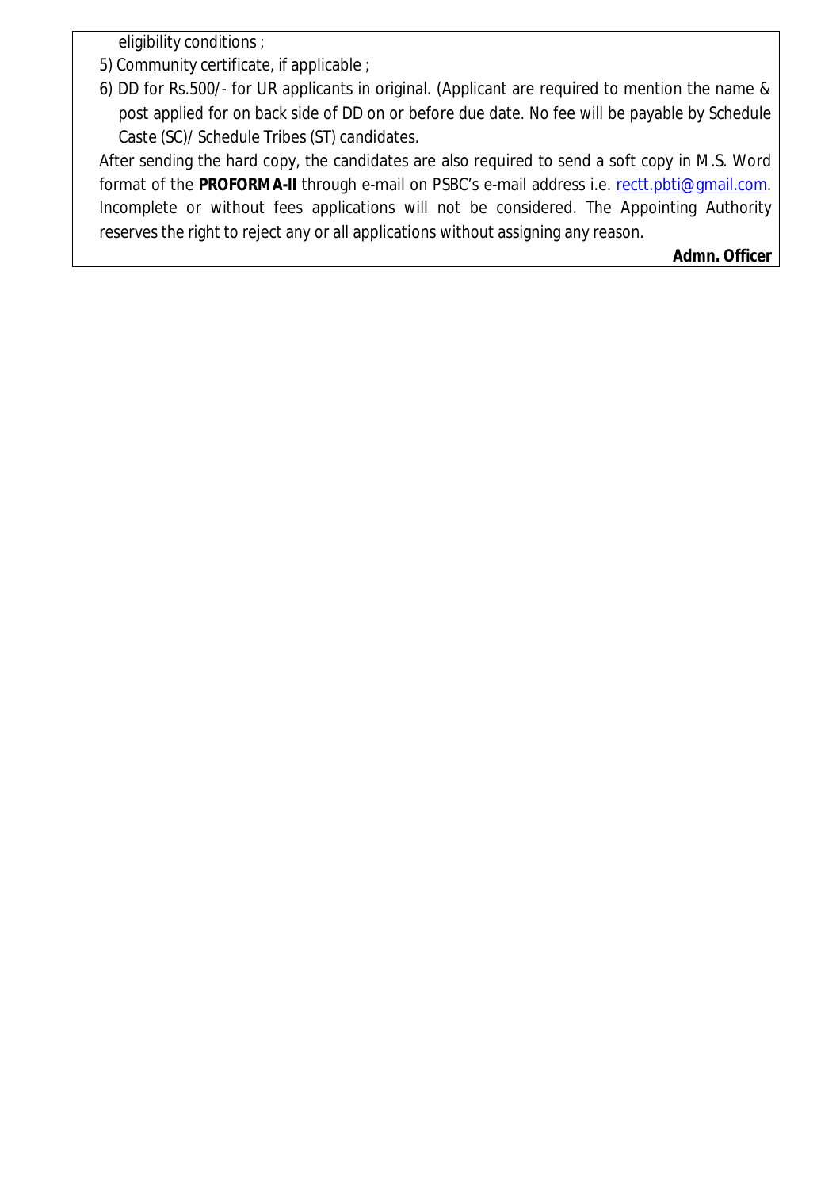eligibility conditions ;

5) Community certificate, if applicable ;

6) DD for Rs.500/- for UR applicants in original. (Applicant are required to mention the name & post applied for on back side of DD on or before due date. No fee will be payable by Schedule Caste (SC)/ Schedule Tribes (ST) candidates.

After sending the hard copy, the candidates are also required to send a soft copy in M.S. Word format of the **PROFORMA-II** through e-mail on PSBC's e-mail address i.e. rectt.pbti@gmail.com. Incomplete or without fees applications will not be considered. The Appointing Authority reserves the right to reject any or all applications without assigning any reason.

**Admn. Officer**